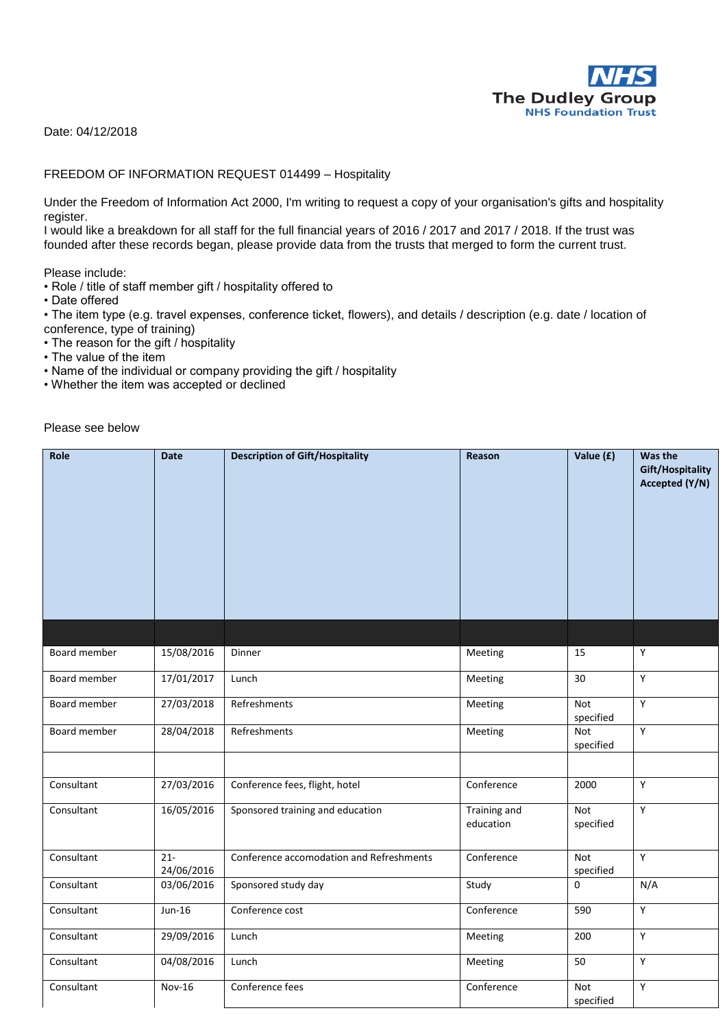The Dudley Group NHS Foundation Trust

Date: 04/12/2018

FREEDOM OF INFORMATION REQUEST 014499 – Hospitality

Under the Freedom of Information Act 2000, I'm writing to request a copy of your organisation's gifts and hospitality register.
I would like a breakdown for all staff for the full financial years of 2016 / 2017 and 2017 / 2018. If the trust was founded after these records began, please provide data from the trusts that merged to form the current trust.

Please include:
• Role / title of staff member gift / hospitality offered to
• Date offered
• The item type (e.g. travel expenses, conference ticket, flowers), and details / description (e.g. date / location of conference, type of training)
• The reason for the gift / hospitality
• The value of the item
• Name of the individual or company providing the gift / hospitality
• Whether the item was accepted or declined

Please see below

| Role | Date | Description of Gift/Hospitality | Reason | Value (£) | Was the Gift/Hospitality Accepted (Y/N) |
|---|---|---|---|---|---|
| | | | | | |
| Board member | 15/08/2016 | Dinner | Meeting | 15 | Y |
| Board member | 17/01/2017 | Lunch | Meeting | 30 | Y |
| Board member | 27/03/2018 | Refreshments | Meeting | Not specified | Y |
| Board member | 28/04/2018 | Refreshments | Meeting | Not specified | Y |
| | | | | | |
| Consultant | 27/03/2016 | Conference fees, flight, hotel | Conference | 2000 | Y |
| Consultant | 16/05/2016 | Sponsored training and education | Training and education | Not specified | Y |
| Consultant | 21-24/06/2016 | Conference accomodation and Refreshments | Conference | Not specified | Y |
| Consultant | 03/06/2016 | Sponsored study day | Study | 0 | N/A |
| Consultant | Jun-16 | Conference cost | Conference | 590 | Y |
| Consultant | 29/09/2016 | Lunch | Meeting | 200 | Y |
| Consultant | 04/08/2016 | Lunch | Meeting | 50 | Y |
| Consultant | Nov-16 | Conference fees | Conference | Not specified | Y |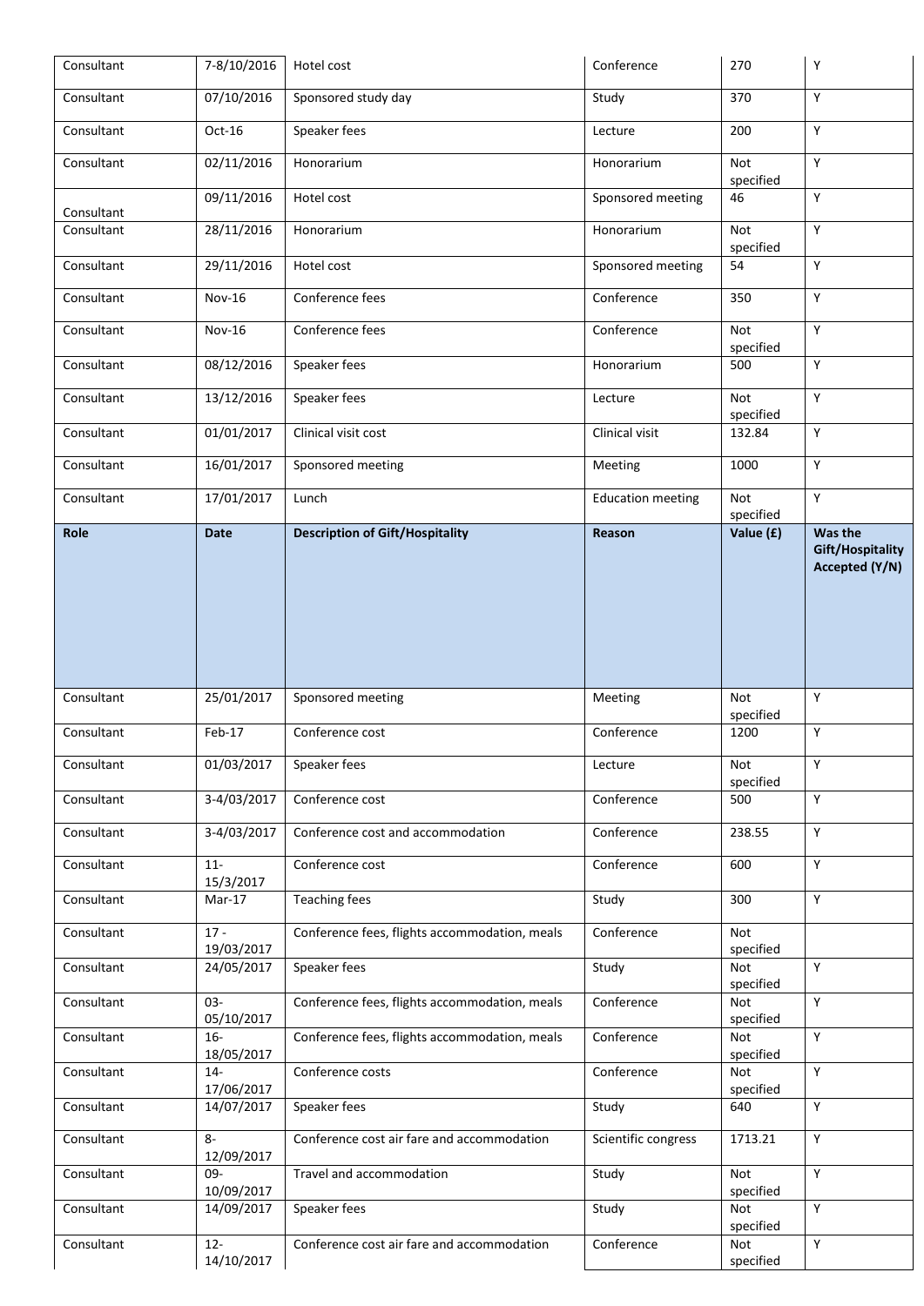| Consultant | 7-8/10/2016 | Hotel cost | Conference | 270 | Y |
|---|---|---|---|---|---|
| Consultant | 07/10/2016 | Sponsored study day | Study | 370 | Y |
| Consultant | Oct-16 | Speaker fees | Lecture | 200 | Y |
| Consultant | 02/11/2016 | Honorarium | Honorarium | Not specified | Y |
| Consultant | 09/11/2016 | Hotel cost | Sponsored meeting | 46 | Y |
| Consultant | 28/11/2016 | Honorarium | Honorarium | Not specified | Y |
| Consultant | 29/11/2016 | Hotel cost | Sponsored meeting | 54 | Y |
| Consultant | Nov-16 | Conference fees | Conference | 350 | Y |
| Consultant | Nov-16 | Conference fees | Conference | Not specified | Y |
| Consultant | 08/12/2016 | Speaker fees | Honorarium | 500 | Y |
| Consultant | 13/12/2016 | Speaker fees | Lecture | Not specified | Y |
| Consultant | 01/01/2017 | Clinical visit cost | Clinical visit | 132.84 | Y |
| Consultant | 16/01/2017 | Sponsored meeting | Meeting | 1000 | Y |
| Consultant | 17/01/2017 | Lunch | Education meeting | Not specified | Y |
| **Role** | **Date** | **Description of Gift/Hospitality** | **Reason** | **Value (£)** | **Was the Gift/Hospitality Accepted (Y/N)** |
| Consultant | 25/01/2017 | Sponsored meeting | Meeting | Not specified | Y |
| Consultant | Feb-17 | Conference cost | Conference | 1200 | Y |
| Consultant | 01/03/2017 | Speaker fees | Lecture | Not specified | Y |
| Consultant | 3-4/03/2017 | Conference cost | Conference | 500 | Y |
| Consultant | 3-4/03/2017 | Conference cost and accommodation | Conference | 238.55 | Y |
| Consultant | 11-15/3/2017 | Conference cost | Conference | 600 | Y |
| Consultant | Mar-17 | Teaching fees | Study | 300 | Y |
| Consultant | 17 - 19/03/2017 | Conference fees, flights accommodation, meals | Conference | Not specified | |
| Consultant | 24/05/2017 | Speaker fees | Study | Not specified | Y |
| Consultant | 03-05/10/2017 | Conference fees, flights accommodation, meals | Conference | Not specified | Y |
| Consultant | 16-18/05/2017 | Conference fees, flights accommodation, meals | Conference | Not specified | Y |
| Consultant | 14-17/06/2017 | Conference costs | Conference | Not specified | Y |
| Consultant | 14/07/2017 | Speaker fees | Study | 640 | Y |
| Consultant | 8-12/09/2017 | Conference cost air fare and accommodation | Scientific congress | 1713.21 | Y |
| Consultant | 09-10/09/2017 | Travel and accommodation | Study | Not specified | Y |
| Consultant | 14/09/2017 | Speaker fees | Study | Not specified | Y |
| Consultant | 12-14/10/2017 | Conference cost air fare and accommodation | Conference | Not specified | Y |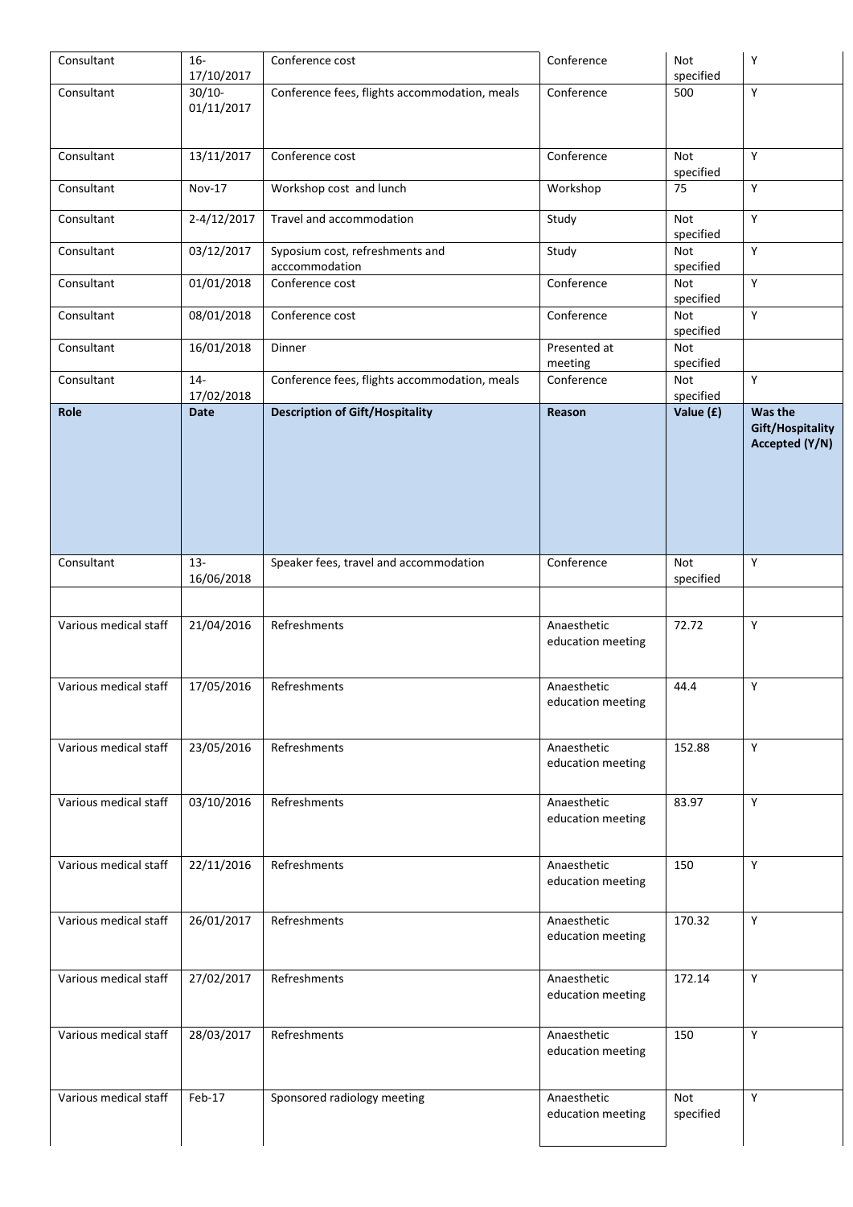| Consultant | 16-17/10/2017 | Conference cost | Conference | Not specified | Y |
|---|---|---|---|---|---|
| Consultant | 30/10-01/11/2017 | Conference fees, flights accommodation, meals | Conference | 500 | Y |
| Consultant | 13/11/2017 | Conference cost | Conference | Not specified | Y |
| Consultant | Nov-17 | Workshop cost and lunch | Workshop | 75 | Y |
| Consultant | 2-4/12/2017 | Travel and accommodation | Study | Not specified | Y |
| Consultant | 03/12/2017 | Syposium cost, refreshments and acccommodation | Study | Not specified | Y |
| Consultant | 01/01/2018 | Conference cost | Conference | Not specified | Y |
| Consultant | 08/01/2018 | Conference cost | Conference | Not specified | Y |
| Consultant | 16/01/2018 | Dinner | Presented at meeting | Not specified | |
| Consultant | 14-17/02/2018 | Conference fees, flights accommodation, meals | Conference | Not specified | Y |
| **Role** | **Date** | **Description of Gift/Hospitality** | **Reason** | **Value (£)** | **Was the Gift/Hospitality Accepted (Y/N)** |
| Consultant | 13-16/06/2018 | Speaker fees, travel and accommodation | Conference | Not specified | Y |
| | | | | | |
| Various medical staff | 21/04/2016 | Refreshments | Anaesthetic education meeting | 72.72 | Y |
| Various medical staff | 17/05/2016 | Refreshments | Anaesthetic education meeting | 44.4 | Y |
| Various medical staff | 23/05/2016 | Refreshments | Anaesthetic education meeting | 152.88 | Y |
| Various medical staff | 03/10/2016 | Refreshments | Anaesthetic education meeting | 83.97 | Y |
| Various medical staff | 22/11/2016 | Refreshments | Anaesthetic education meeting | 150 | Y |
| Various medical staff | 26/01/2017 | Refreshments | Anaesthetic education meeting | 170.32 | Y |
| Various medical staff | 27/02/2017 | Refreshments | Anaesthetic education meeting | 172.14 | Y |
| Various medical staff | 28/03/2017 | Refreshments | Anaesthetic education meeting | 150 | Y |
| Various medical staff | Feb-17 | Sponsored radiology meeting | Anaesthetic education meeting | Not specified | Y |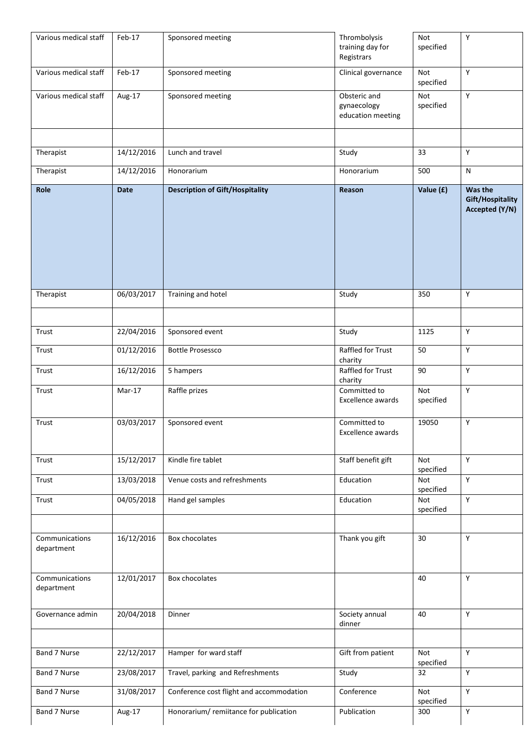| Various medical staff | Feb-17 | Sponsored meeting | Thrombolysis training day for Registrars | Not specified | Y |
|---|---|---|---|---|---|
| Various medical staff | Feb-17 | Sponsored meeting | Clinical governance | Not specified | Y |
| Various medical staff | Aug-17 | Sponsored meeting | Obsteric and gynaecology education meeting | Not specified | Y |
| | | | | | |
| Therapist | 14/12/2016 | Lunch and travel | Study | 33 | Y |
| Therapist | 14/12/2016 | Honorarium | Honorarium | 500 | N |
| **Role** | **Date** | **Description of Gift/Hospitality** | **Reason** | **Value (£)** | **Was the Gift/Hospitality Accepted (Y/N)** |
| Therapist | 06/03/2017 | Training and hotel | Study | 350 | Y |
| | | | | | |
| Trust | 22/04/2016 | Sponsored event | Study | 1125 | Y |
| Trust | 01/12/2016 | Bottle Prosessco | Raffled for Trust charity | 50 | Y |
| Trust | 16/12/2016 | 5 hampers | Raffled for Trust charity | 90 | Y |
| Trust | Mar-17 | Raffle prizes | Committed to Excellence awards | Not specified | Y |
| Trust | 03/03/2017 | Sponsored event | Committed to Excellence awards | 19050 | Y |
| Trust | 15/12/2017 | Kindle fire tablet | Staff benefit gift | Not specified | Y |
| Trust | 13/03/2018 | Venue costs and refreshments | Education | Not specified | Y |
| Trust | 04/05/2018 | Hand gel samples | Education | Not specified | Y |
| | | | | | |
| Communications department | 16/12/2016 | Box chocolates | Thank you gift | 30 | Y |
| Communications department | 12/01/2017 | Box chocolates | | 40 | Y |
| Governance admin | 20/04/2018 | Dinner | Society annual dinner | 40 | Y |
| | | | | | |
| Band 7 Nurse | 22/12/2017 | Hamper for ward staff | Gift from patient | Not specified | Y |
| Band 7 Nurse | 23/08/2017 | Travel, parking and Refreshments | Study | 32 | Y |
| Band 7 Nurse | 31/08/2017 | Conference cost flight and accommodation | Conference | Not specified | Y |
| Band 7 Nurse | Aug-17 | Honorarium/ remiitance for publication | Publication | 300 | Y |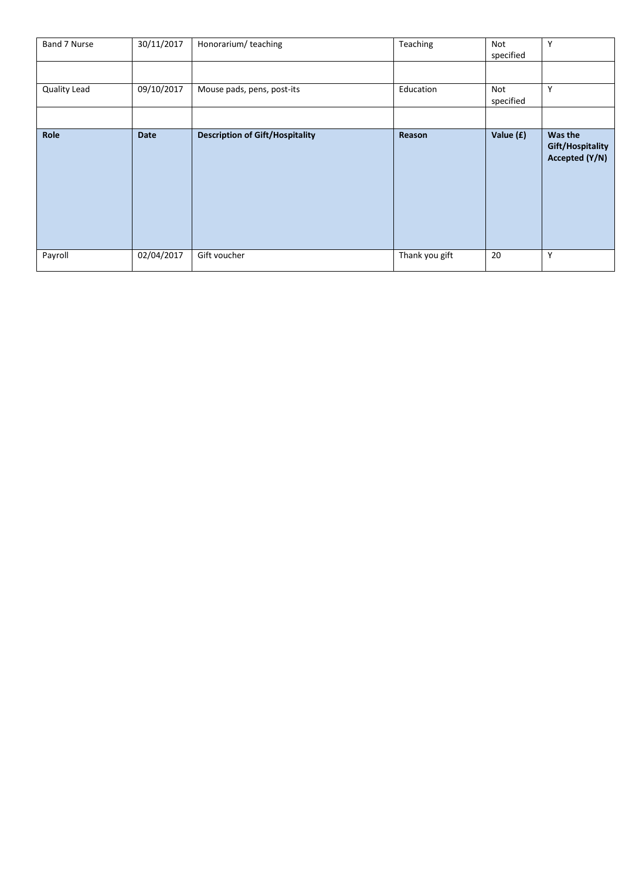| | | | | | |
|---|---|---|---|---|---|
| Band 7 Nurse | 30/11/2017 | Honorarium/ teaching | Teaching | Not specified | Y |
| | | | | | |
| Quality Lead | 09/10/2017 | Mouse pads, pens, post-its | Education | Not specified | Y |
| | | | | | |
| **Role** | **Date** | **Description of Gift/Hospitality** | **Reason** | **Value (£)** | **Was the Gift/Hospitality Accepted (Y/N)** |
| Payroll | 02/04/2017 | Gift voucher | Thank you gift | 20 | Y |